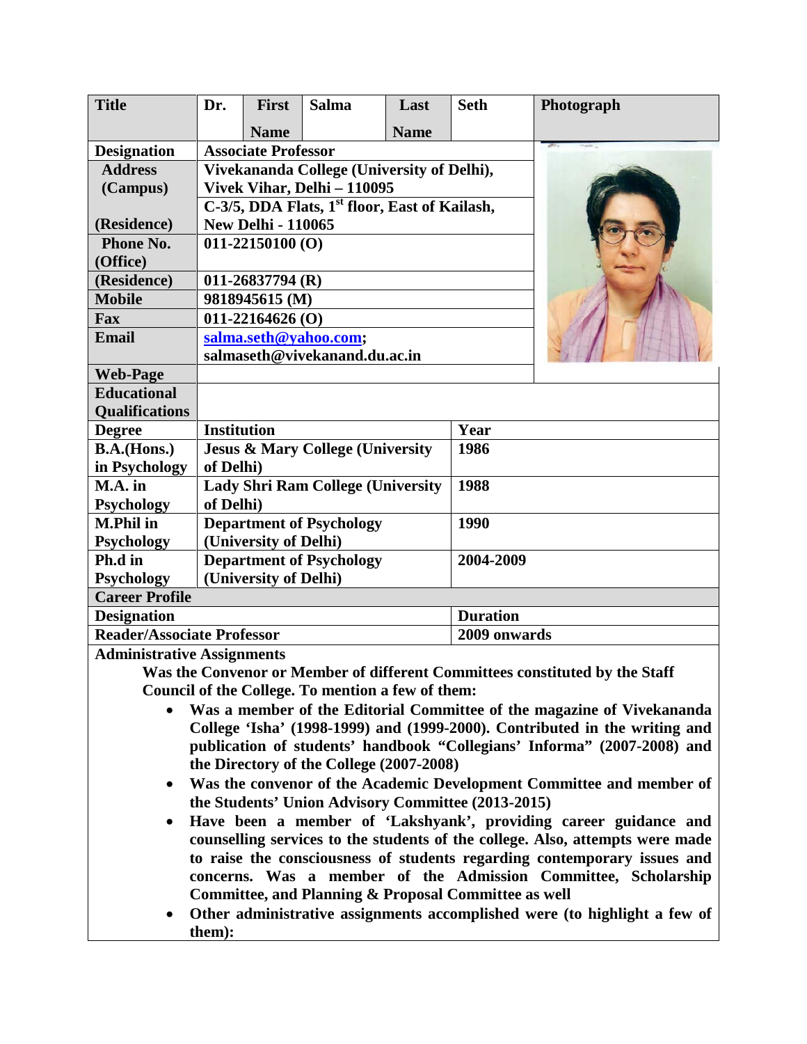| Title | Dr. | First Name | Salma | Last Name | Seth | Photograph |
|---|---|---|---|---|---|---|
| Designation | Associate Professor | | | | | |
| Address (Campus) | Vivekananda College (University of Delhi), Vivek Vihar, Delhi – 110095 | | | | | |
| (Residence) | C-3/5, DDA Flats, 1st floor, East of Kailash, New Delhi - 110065 | | | | | |
| Phone No. (Office) | 011-22150100 (O) | | | | | |
| (Residence) | 011-26837794 (R) | | | | | |
| Mobile | 9818945615 (M) | | | | | |
| Fax | 011-22164626 (O) | | | | | |
| Email | salma.seth@yahoo.com; salmaseth@vivekanand.du.ac.in | | | | | |
| Web-Page | | | | | | |

| Educational Qualifications | | |
|---|---|---|
| Degree | Institution | Year |
| B.A.(Hons.) in Psychology | Jesus & Mary College (University of Delhi) | 1986 |
| M.A. in Psychology | Lady Shri Ram College (University of Delhi) | 1988 |
| M.Phil in Psychology | Department of Psychology (University of Delhi) | 1990 |
| Ph.d in Psychology | Department of Psychology (University of Delhi) | 2004-2009 |

| Career Profile | |
|---|---|
| Designation | Duration |
| Reader/Associate Professor | 2009 onwards |

**Administrative Assignments**

**Was the Convenor or Member of different Committees constituted by the Staff Council of the College. To mention a few of them:**

- **Was a member of the Editorial Committee of the magazine of Vivekananda College 'Isha' (1998-1999) and (1999-2000). Contributed in the writing and publication of students' handbook "Collegians' Informa" (2007-2008) and the Directory of the College (2007-2008)**
- **Was the convenor of the Academic Development Committee and member of the Students' Union Advisory Committee (2013-2015)**
- **Have been a member of 'Lakshyank', providing career guidance and counselling services to the students of the college. Also, attempts were made to raise the consciousness of students regarding contemporary issues and concerns. Was a member of the Admission Committee, Scholarship Committee, and Planning & Proposal Committee as well**
- **Other administrative assignments accomplished were (to highlight a few of them):**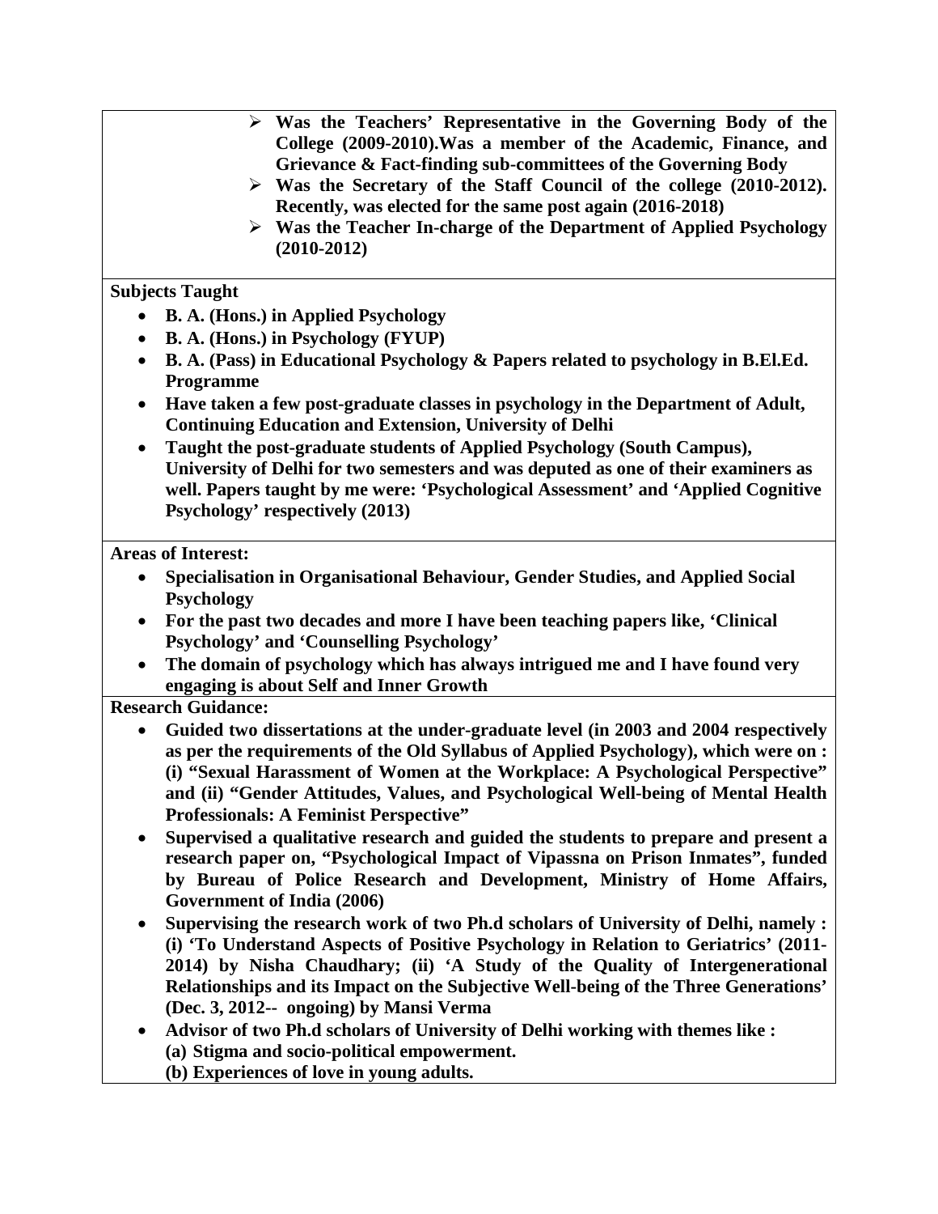- **Was the Teachers' Representative in the Governing Body of the College (2009-2010).Was a member of the Academic, Finance, and Grievance & Fact-finding sub-committees of the Governing Body**
- **Was the Secretary of the Staff Council of the college (2010-2012). Recently, was elected for the same post again (2016-2018)**
- **Was the Teacher In-charge of the Department of Applied Psychology (2010-2012)**

**Subjects Taught**

- **B. A. (Hons.) in Applied Psychology**
- **B. A. (Hons.) in Psychology (FYUP)**
- **B. A. (Pass) in Educational Psychology & Papers related to psychology in B.El.Ed. Programme**
- **Have taken a few post-graduate classes in psychology in the Department of Adult, Continuing Education and Extension, University of Delhi**
- **Taught the post-graduate students of Applied Psychology (South Campus), University of Delhi for two semesters and was deputed as one of their examiners as well. Papers taught by me were: 'Psychological Assessment' and 'Applied Cognitive Psychology' respectively (2013)**

**Areas of Interest:**

- **Specialisation in Organisational Behaviour, Gender Studies, and Applied Social Psychology**
- **For the past two decades and more I have been teaching papers like, 'Clinical Psychology' and 'Counselling Psychology'**
- **The domain of psychology which has always intrigued me and I have found very engaging is about Self and Inner Growth**

**Research Guidance:**

- **Guided two dissertations at the under-graduate level (in 2003 and 2004 respectively as per the requirements of the Old Syllabus of Applied Psychology), which were on : (i) "Sexual Harassment of Women at the Workplace: A Psychological Perspective" and (ii) "Gender Attitudes, Values, and Psychological Well-being of Mental Health Professionals: A Feminist Perspective"**
- **Supervised a qualitative research and guided the students to prepare and present a research paper on, "Psychological Impact of Vipassna on Prison Inmates", funded by Bureau of Police Research and Development, Ministry of Home Affairs, Government of India (2006)**
- **Supervising the research work of two Ph.d scholars of University of Delhi, namely : (i) 'To Understand Aspects of Positive Psychology in Relation to Geriatrics' (2011-2014) by Nisha Chaudhary; (ii) 'A Study of the Quality of Intergenerational Relationships and its Impact on the Subjective Well-being of the Three Generations' (Dec. 3, 2012-- ongoing) by Mansi Verma**
- **Advisor of two Ph.d scholars of University of Delhi working with themes like :**
  **(a) Stigma and socio-political empowerment.**
  **(b) Experiences of love in young adults.**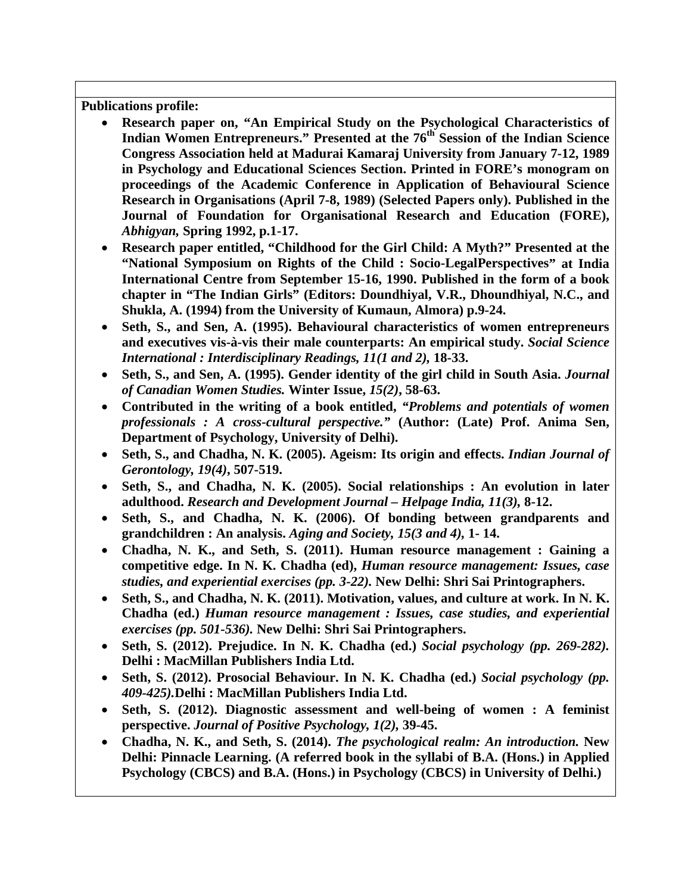**Publications profile:**

- **Research paper on, "An Empirical Study on the Psychological Characteristics of Indian Women Entrepreneurs." Presented at the 76th Session of the Indian Science Congress Association held at Madurai Kamaraj University from January 7-12, 1989 in Psychology and Educational Sciences Section. Printed in FORE's monogram on proceedings of the Academic Conference in Application of Behavioural Science Research in Organisations (April 7-8, 1989) (Selected Papers only). Published in the Journal of Foundation for Organisational Research and Education (FORE),** ***Abhigyan*****, Spring 1992, p.1-17.**
- **Research paper entitled, "Childhood for the Girl Child: A Myth?" Presented at the "National Symposium on Rights of the Child : Socio-LegalPerspectives" at India International Centre from September 15-16, 1990. Published in the form of a book chapter in "The Indian Girls" (Editors: Doundhiyal, V.R., Dhoundhiyal, N.C., and Shukla, A. (1994) from the University of Kumaun, Almora) p.9-24.**
- **Seth, S., and Sen, A. (1995). Behavioural characteristics of women entrepreneurs and executives vis-à-vis their male counterparts: An empirical study.** ***Social Science International : Interdisciplinary Readings, 11(1 and 2)*****, 18-33.**
- **Seth, S., and Sen, A. (1995). Gender identity of the girl child in South Asia.** ***Journal of Canadian Women Studies.*** **Winter Issue,** ***15(2)*****, 58-63.**
- **Contributed in the writing of a book entitled,** ***"Problems and potentials of women professionals : A cross-cultural perspective."*** **(Author: (Late) Prof. Anima Sen, Department of Psychology, University of Delhi).**
- **Seth, S., and Chadha, N. K. (2005). Ageism: Its origin and effects.** ***Indian Journal of Gerontology, 19(4)*****, 507-519.**
- **Seth, S., and Chadha, N. K. (2005). Social relationships : An evolution in later adulthood.** ***Research and Development Journal – Helpage India, 11(3)*****, 8-12.**
- **Seth, S., and Chadha, N. K. (2006). Of bonding between grandparents and grandchildren : An analysis.** ***Aging and Society, 15(3 and 4)*****, 1- 14.**
- **Chadha, N. K., and Seth, S. (2011). Human resource management : Gaining a competitive edge. In N. K. Chadha (ed),** ***Human resource management: Issues, case studies, and experiential exercises (pp. 3-22).*** **New Delhi: Shri Sai Printographers.**
- **Seth, S., and Chadha, N. K. (2011). Motivation, values, and culture at work. In N. K. Chadha (ed.)** ***Human resource management : Issues, case studies, and experiential exercises (pp. 501-536).*** **New Delhi: Shri Sai Printographers.**
- **Seth, S. (2012). Prejudice. In N. K. Chadha (ed.)** ***Social psychology (pp. 269-282).*** **Delhi : MacMillan Publishers India Ltd.**
- **Seth, S. (2012). Prosocial Behaviour. In N. K. Chadha (ed.)** ***Social psychology (pp. 409-425).*****Delhi : MacMillan Publishers India Ltd.**
- **Seth, S. (2012). Diagnostic assessment and well-being of women : A feminist perspective.** ***Journal of Positive Psychology, 1(2)*****, 39-45.**
- **Chadha, N. K., and Seth, S. (2014).** ***The psychological realm: An introduction.*** **New Delhi: Pinnacle Learning. (A referred book in the syllabi of B.A. (Hons.) in Applied Psychology (CBCS) and B.A. (Hons.) in Psychology (CBCS) in University of Delhi.)**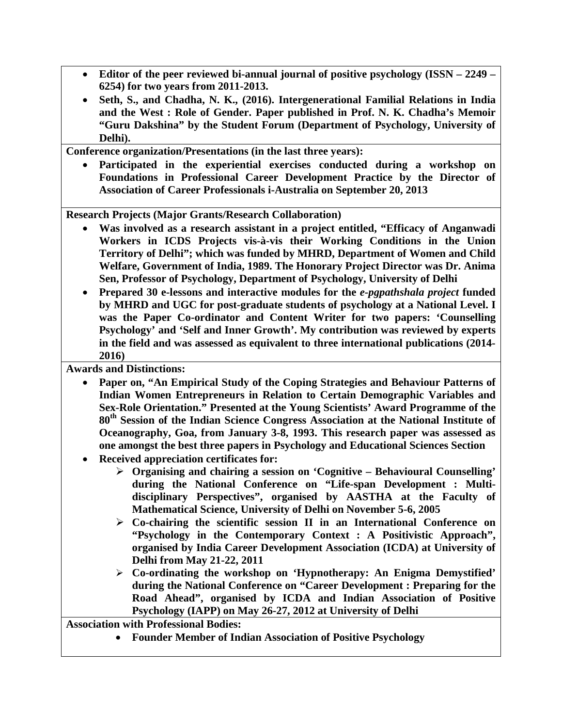- **Editor of the peer reviewed bi-annual journal of positive psychology (ISSN – 2249 – 6254) for two years from 2011-2013.**
- **Seth, S., and Chadha, N. K., (2016). Intergenerational Familial Relations in India and the West : Role of Gender. Paper published in Prof. N. K. Chadha's Memoir "Guru Dakshina" by the Student Forum (Department of Psychology, University of Delhi).**

**Conference organization/Presentations (in the last three years):**

- **Participated in the experiential exercises conducted during a workshop on Foundations in Professional Career Development Practice by the Director of Association of Career Professionals i-Australia on September 20, 2013**

**Research Projects (Major Grants/Research Collaboration)**

- **Was involved as a research assistant in a project entitled, "Efficacy of Anganwadi Workers in ICDS Projects vis-à-vis their Working Conditions in the Union Territory of Delhi"; which was funded by MHRD, Department of Women and Child Welfare, Government of India, 1989. The Honorary Project Director was Dr. Anima Sen, Professor of Psychology, Department of Psychology, University of Delhi**
- **Prepared 30 e-lessons and interactive modules for the *e-pgpathshala project* funded by MHRD and UGC for post-graduate students of psychology at a National Level. I was the Paper Co-ordinator and Content Writer for two papers: 'Counselling Psychology' and 'Self and Inner Growth'. My contribution was reviewed by experts in the field and was assessed as equivalent to three international publications (2014-2016)**

**Awards and Distinctions:**

- **Paper on, "An Empirical Study of the Coping Strategies and Behaviour Patterns of Indian Women Entrepreneurs in Relation to Certain Demographic Variables and Sex-Role Orientation." Presented at the Young Scientists' Award Programme of the 80th Session of the Indian Science Congress Association at the National Institute of Oceanography, Goa, from January 3-8, 1993. This research paper was assessed as one amongst the best three papers in Psychology and Educational Sciences Section**
- **Received appreciation certificates for:**
  - **Organising and chairing a session on 'Cognitive – Behavioural Counselling' during the National Conference on "Life-span Development : Multi-disciplinary Perspectives", organised by AASTHA at the Faculty of Mathematical Science, University of Delhi on November 5-6, 2005**
  - **Co-chairing the scientific session II in an International Conference on "Psychology in the Contemporary Context : A Positivistic Approach", organised by India Career Development Association (ICDA) at University of Delhi from May 21-22, 2011**
  - **Co-ordinating the workshop on 'Hypnotherapy: An Enigma Demystified' during the National Conference on "Career Development : Preparing for the Road Ahead", organised by ICDA and Indian Association of Positive Psychology (IAPP) on May 26-27, 2012 at University of Delhi**

**Association with Professional Bodies:**

- **Founder Member of Indian Association of Positive Psychology**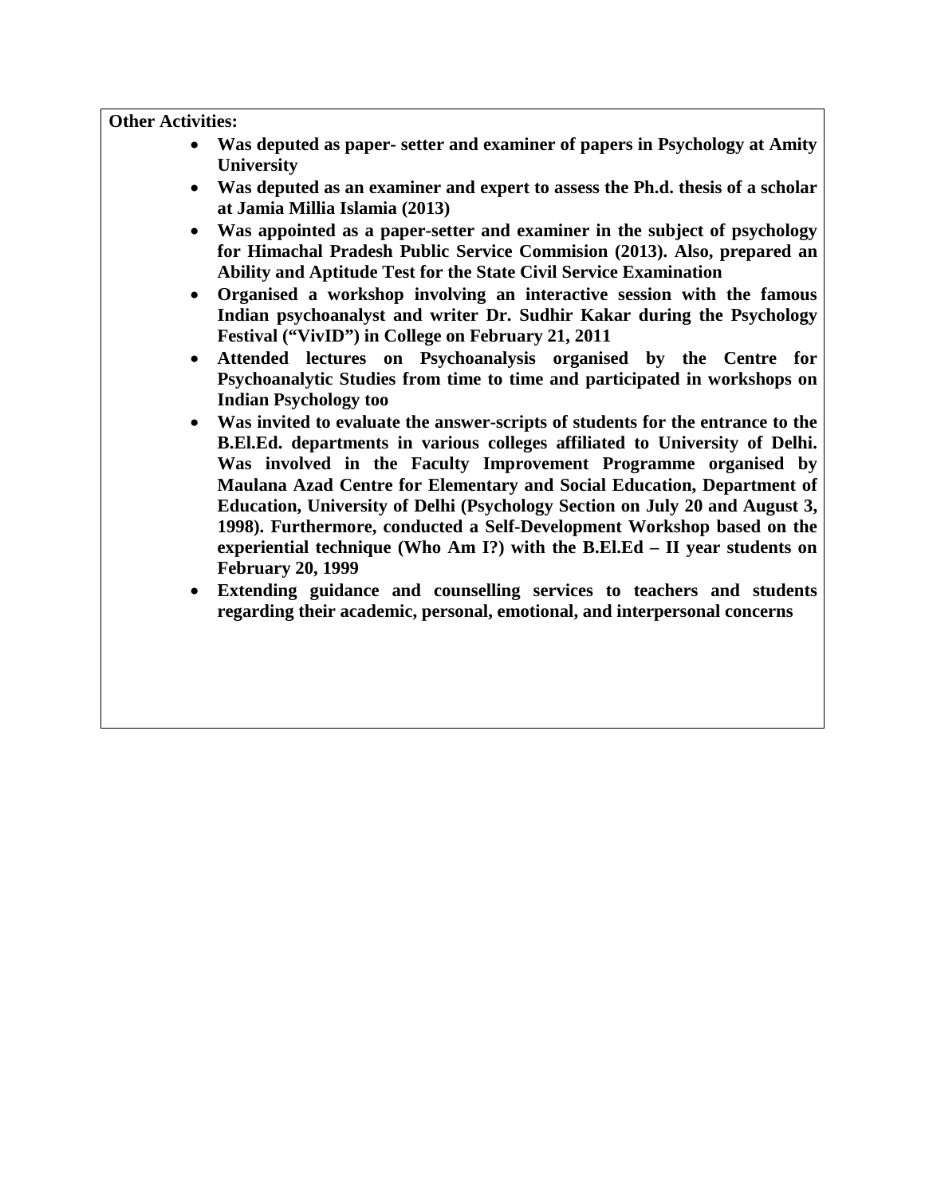**Other Activities:**

- **Was deputed as paper- setter and examiner of papers in Psychology at Amity University**
- **Was deputed as an examiner and expert to assess the Ph.d. thesis of a scholar at Jamia Millia Islamia (2013)**
- **Was appointed as a paper-setter and examiner in the subject of psychology for Himachal Pradesh Public Service Commision (2013). Also, prepared an Ability and Aptitude Test for the State Civil Service Examination**
- **Organised a workshop involving an interactive session with the famous Indian psychoanalyst and writer Dr. Sudhir Kakar during the Psychology Festival ("VivID") in College on February 21, 2011**
- **Attended lectures on Psychoanalysis organised by the Centre for Psychoanalytic Studies from time to time and participated in workshops on Indian Psychology too**
- **Was invited to evaluate the answer-scripts of students for the entrance to the B.El.Ed. departments in various colleges affiliated to University of Delhi. Was involved in the Faculty Improvement Programme organised by Maulana Azad Centre for Elementary and Social Education, Department of Education, University of Delhi (Psychology Section on July 20 and August 3, 1998). Furthermore, conducted a Self-Development Workshop based on the experiential technique (Who Am I?) with the B.El.Ed – II year students on February 20, 1999**
- **Extending guidance and counselling services to teachers and students regarding their academic, personal, emotional, and interpersonal concerns**